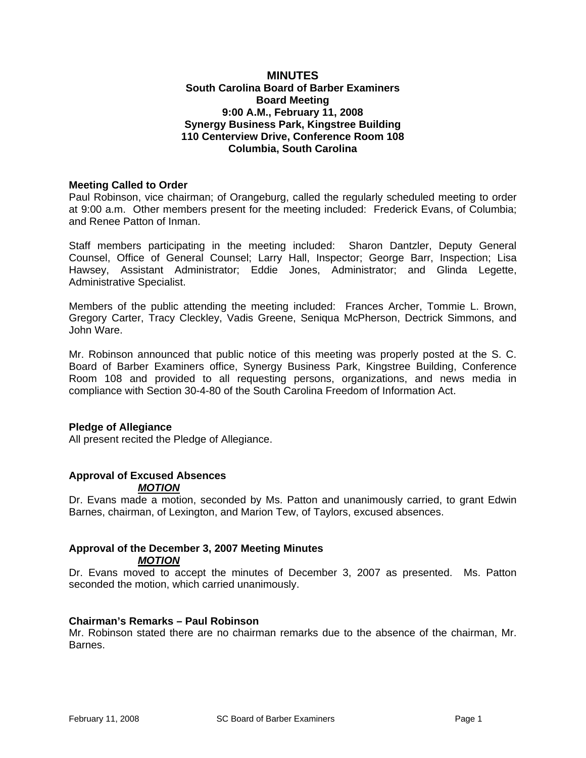# MINUTES
## South Carolina Board of Barber Examiners
## Board Meeting
## 9:00 A.M., February 11, 2008
## Synergy Business Park, Kingstree Building
## 110 Centerview Drive, Conference Room 108
## Columbia, South Carolina

**Meeting Called to Order**

Paul Robinson, vice chairman; of Orangeburg, called the regularly scheduled meeting to order at 9:00 a.m. Other members present for the meeting included: Frederick Evans, of Columbia; and Renee Patton of Inman.

Staff members participating in the meeting included: Sharon Dantzler, Deputy General Counsel, Office of General Counsel; Larry Hall, Inspector; George Barr, Inspection; Lisa Hawsey, Assistant Administrator; Eddie Jones, Administrator; and Glinda Legette, Administrative Specialist.

Members of the public attending the meeting included: Frances Archer, Tommie L. Brown, Gregory Carter, Tracy Cleckley, Vadis Greene, Seniqua McPherson, Dectrick Simmons, and John Ware.

Mr. Robinson announced that public notice of this meeting was properly posted at the S. C. Board of Barber Examiners office, Synergy Business Park, Kingstree Building, Conference Room 108 and provided to all requesting persons, organizations, and news media in compliance with Section 30-4-80 of the South Carolina Freedom of Information Act.

**Pledge of Allegiance**

All present recited the Pledge of Allegiance.

**Approval of Excused Absences**

***MOTION***

Dr. Evans made a motion, seconded by Ms. Patton and unanimously carried, to grant Edwin Barnes, chairman, of Lexington, and Marion Tew, of Taylors, excused absences.

**Approval of the December 3, 2007 Meeting Minutes**

***MOTION***

Dr. Evans moved to accept the minutes of December 3, 2007 as presented. Ms. Patton seconded the motion, which carried unanimously.

**Chairman's Remarks – Paul Robinson**

Mr. Robinson stated there are no chairman remarks due to the absence of the chairman, Mr. Barnes.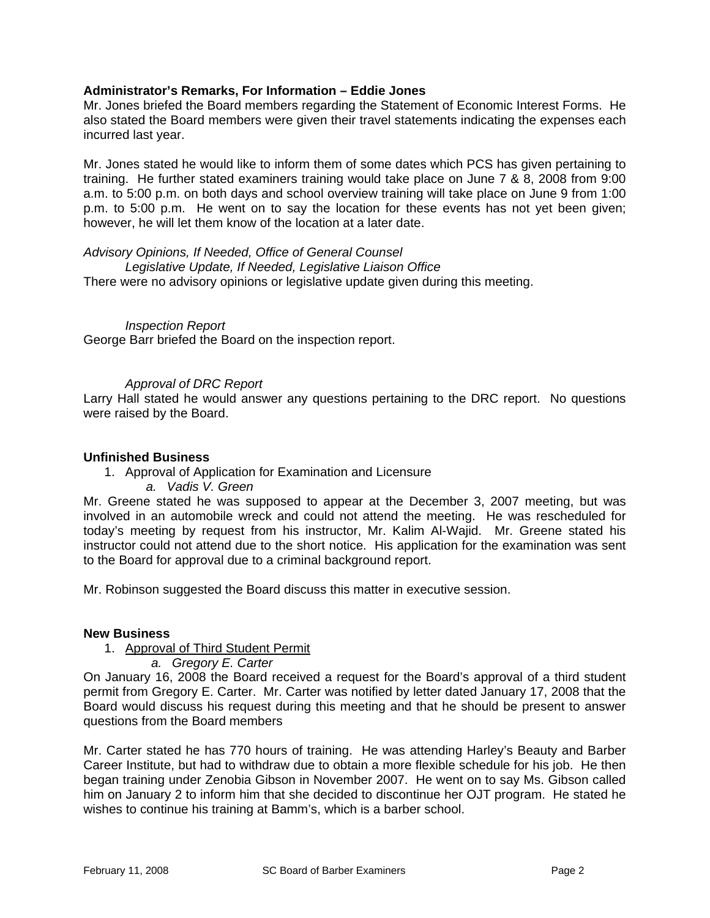**Administrator's Remarks, For Information – Eddie Jones**

Mr. Jones briefed the Board members regarding the Statement of Economic Interest Forms. He also stated the Board members were given their travel statements indicating the expenses each incurred last year.

Mr. Jones stated he would like to inform them of some dates which PCS has given pertaining to training. He further stated examiners training would take place on June 7 & 8, 2008 from 9:00 a.m. to 5:00 p.m. on both days and school overview training will take place on June 9 from 1:00 p.m. to 5:00 p.m. He went on to say the location for these events has not yet been given; however, he will let them know of the location at a later date.

*Advisory Opinions, If Needed, Office of General Counsel*

*Legislative Update, If Needed, Legislative Liaison Office*

There were no advisory opinions or legislative update given during this meeting.

*Inspection Report*

George Barr briefed the Board on the inspection report.

*Approval of DRC Report*

Larry Hall stated he would answer any questions pertaining to the DRC report. No questions were raised by the Board.

**Unfinished Business**

1. Approval of Application for Examination and Licensure
   a. *Vadis V. Green*

Mr. Greene stated he was supposed to appear at the December 3, 2007 meeting, but was involved in an automobile wreck and could not attend the meeting. He was rescheduled for today's meeting by request from his instructor, Mr. Kalim Al-Wajid. Mr. Greene stated his instructor could not attend due to the short notice. His application for the examination was sent to the Board for approval due to a criminal background report.

Mr. Robinson suggested the Board discuss this matter in executive session.

**New Business**

1. Approval of Third Student Permit
   a. *Gregory E. Carter*

On January 16, 2008 the Board received a request for the Board's approval of a third student permit from Gregory E. Carter. Mr. Carter was notified by letter dated January 17, 2008 that the Board would discuss his request during this meeting and that he should be present to answer questions from the Board members

Mr. Carter stated he has 770 hours of training. He was attending Harley's Beauty and Barber Career Institute, but had to withdraw due to obtain a more flexible schedule for his job. He then began training under Zenobia Gibson in November 2007. He went on to say Ms. Gibson called him on January 2 to inform him that she decided to discontinue her OJT program. He stated he wishes to continue his training at Bamm's, which is a barber school.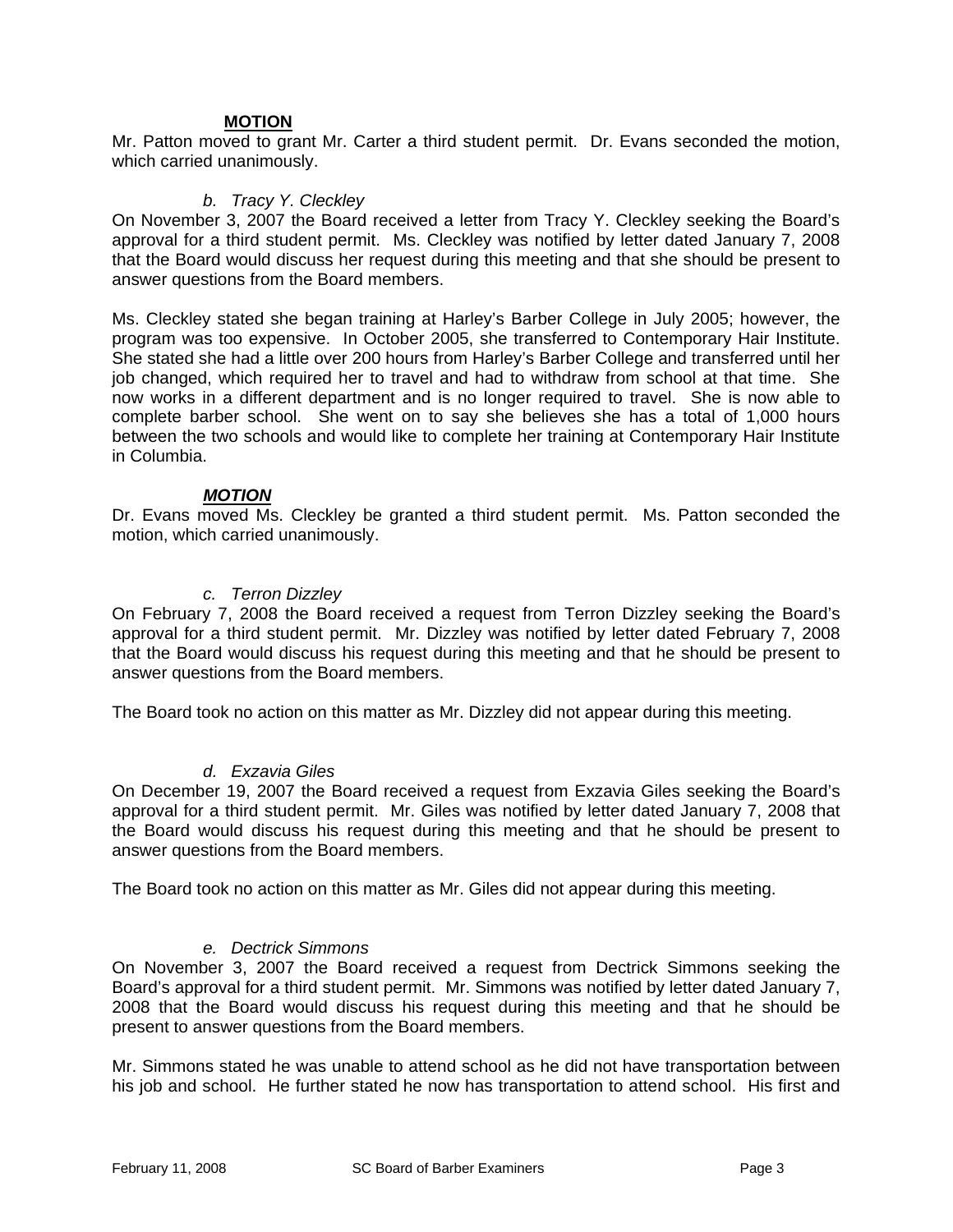**MOTION**

Mr. Patton moved to grant Mr. Carter a third student permit. Dr. Evans seconded the motion, which carried unanimously.

*b. Tracy Y. Cleckley*

On November 3, 2007 the Board received a letter from Tracy Y. Cleckley seeking the Board's approval for a third student permit. Ms. Cleckley was notified by letter dated January 7, 2008 that the Board would discuss her request during this meeting and that she should be present to answer questions from the Board members.

Ms. Cleckley stated she began training at Harley's Barber College in July 2005; however, the program was too expensive. In October 2005, she transferred to Contemporary Hair Institute. She stated she had a little over 200 hours from Harley's Barber College and transferred until her job changed, which required her to travel and had to withdraw from school at that time. She now works in a different department and is no longer required to travel. She is now able to complete barber school. She went on to say she believes she has a total of 1,000 hours between the two schools and would like to complete her training at Contemporary Hair Institute in Columbia.

***MOTION***

Dr. Evans moved Ms. Cleckley be granted a third student permit. Ms. Patton seconded the motion, which carried unanimously.

*c. Terron Dizzley*

On February 7, 2008 the Board received a request from Terron Dizzley seeking the Board's approval for a third student permit. Mr. Dizzley was notified by letter dated February 7, 2008 that the Board would discuss his request during this meeting and that he should be present to answer questions from the Board members.

The Board took no action on this matter as Mr. Dizzley did not appear during this meeting.

*d. Exzavia Giles*

On December 19, 2007 the Board received a request from Exzavia Giles seeking the Board's approval for a third student permit. Mr. Giles was notified by letter dated January 7, 2008 that the Board would discuss his request during this meeting and that he should be present to answer questions from the Board members.

The Board took no action on this matter as Mr. Giles did not appear during this meeting.

*e. Dectrick Simmons*

On November 3, 2007 the Board received a request from Dectrick Simmons seeking the Board's approval for a third student permit. Mr. Simmons was notified by letter dated January 7, 2008 that the Board would discuss his request during this meeting and that he should be present to answer questions from the Board members.

Mr. Simmons stated he was unable to attend school as he did not have transportation between his job and school. He further stated he now has transportation to attend school. His first and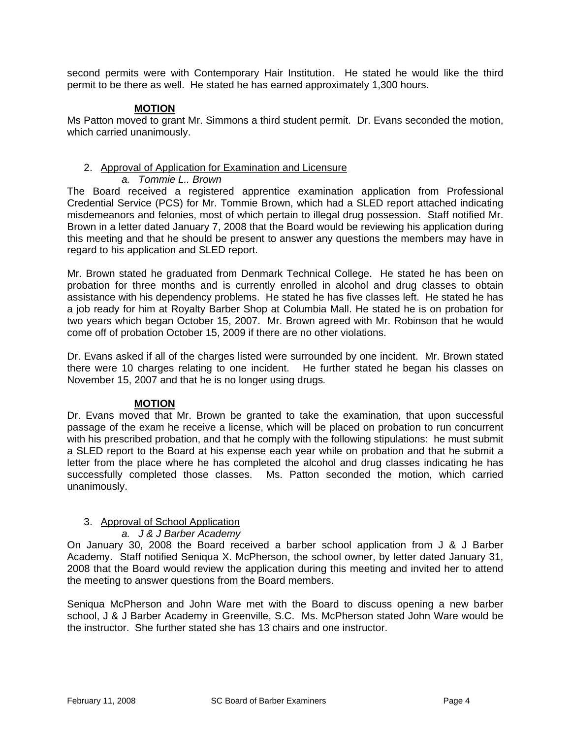second permits were with Contemporary Hair Institution. He stated he would like the third permit to be there as well. He stated he has earned approximately 1,300 hours.

**MOTION**

Ms Patton moved to grant Mr. Simmons a third student permit. Dr. Evans seconded the motion, which carried unanimously.

2. Approval of Application for Examination and Licensure
   *a. Tommie L.. Brown*

The Board received a registered apprentice examination application from Professional Credential Service (PCS) for Mr. Tommie Brown, which had a SLED report attached indicating misdemeanors and felonies, most of which pertain to illegal drug possession. Staff notified Mr. Brown in a letter dated January 7, 2008 that the Board would be reviewing his application during this meeting and that he should be present to answer any questions the members may have in regard to his application and SLED report.

Mr. Brown stated he graduated from Denmark Technical College. He stated he has been on probation for three months and is currently enrolled in alcohol and drug classes to obtain assistance with his dependency problems. He stated he has five classes left. He stated he has a job ready for him at Royalty Barber Shop at Columbia Mall. He stated he is on probation for two years which began October 15, 2007. Mr. Brown agreed with Mr. Robinson that he would come off of probation October 15, 2009 if there are no other violations.

Dr. Evans asked if all of the charges listed were surrounded by one incident. Mr. Brown stated there were 10 charges relating to one incident. He further stated he began his classes on November 15, 2007 and that he is no longer using drugs.

**MOTION**

Dr. Evans moved that Mr. Brown be granted to take the examination, that upon successful passage of the exam he receive a license, which will be placed on probation to run concurrent with his prescribed probation, and that he comply with the following stipulations: he must submit a SLED report to the Board at his expense each year while on probation and that he submit a letter from the place where he has completed the alcohol and drug classes indicating he has successfully completed those classes. Ms. Patton seconded the motion, which carried unanimously.

3. Approval of School Application
   *a. J & J Barber Academy*

On January 30, 2008 the Board received a barber school application from J & J Barber Academy. Staff notified Seniqua X. McPherson, the school owner, by letter dated January 31, 2008 that the Board would review the application during this meeting and invited her to attend the meeting to answer questions from the Board members.

Seniqua McPherson and John Ware met with the Board to discuss opening a new barber school, J & J Barber Academy in Greenville, S.C. Ms. McPherson stated John Ware would be the instructor. She further stated she has 13 chairs and one instructor.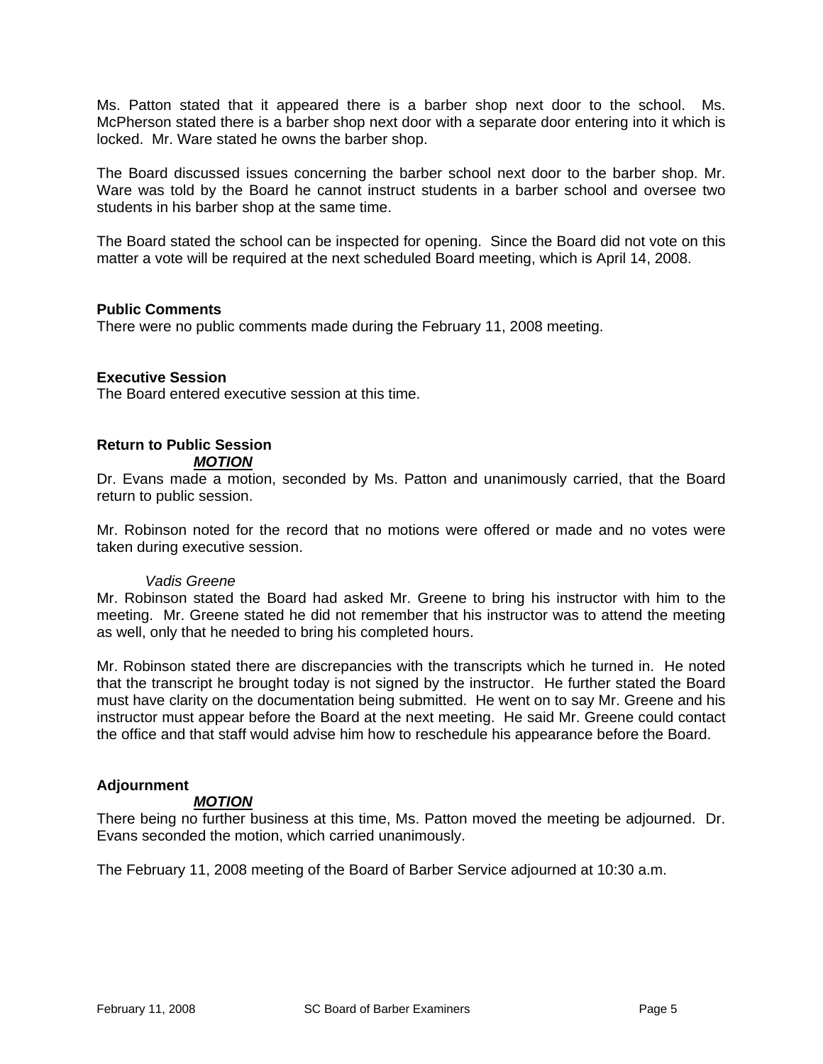Ms. Patton stated that it appeared there is a barber shop next door to the school. Ms. McPherson stated there is a barber shop next door with a separate door entering into it which is locked. Mr. Ware stated he owns the barber shop.

The Board discussed issues concerning the barber school next door to the barber shop. Mr. Ware was told by the Board he cannot instruct students in a barber school and oversee two students in his barber shop at the same time.

The Board stated the school can be inspected for opening. Since the Board did not vote on this matter a vote will be required at the next scheduled Board meeting, which is April 14, 2008.

**Public Comments**

There were no public comments made during the February 11, 2008 meeting.

**Executive Session**

The Board entered executive session at this time.

**Return to Public Session**

***MOTION***

Dr. Evans made a motion, seconded by Ms. Patton and unanimously carried, that the Board return to public session.

Mr. Robinson noted for the record that no motions were offered or made and no votes were taken during executive session.

*Vadis Greene*

Mr. Robinson stated the Board had asked Mr. Greene to bring his instructor with him to the meeting. Mr. Greene stated he did not remember that his instructor was to attend the meeting as well, only that he needed to bring his completed hours.

Mr. Robinson stated there are discrepancies with the transcripts which he turned in. He noted that the transcript he brought today is not signed by the instructor. He further stated the Board must have clarity on the documentation being submitted. He went on to say Mr. Greene and his instructor must appear before the Board at the next meeting. He said Mr. Greene could contact the office and that staff would advise him how to reschedule his appearance before the Board.

**Adjournment**

***MOTION***

There being no further business at this time, Ms. Patton moved the meeting be adjourned. Dr. Evans seconded the motion, which carried unanimously.

The February 11, 2008 meeting of the Board of Barber Service adjourned at 10:30 a.m.